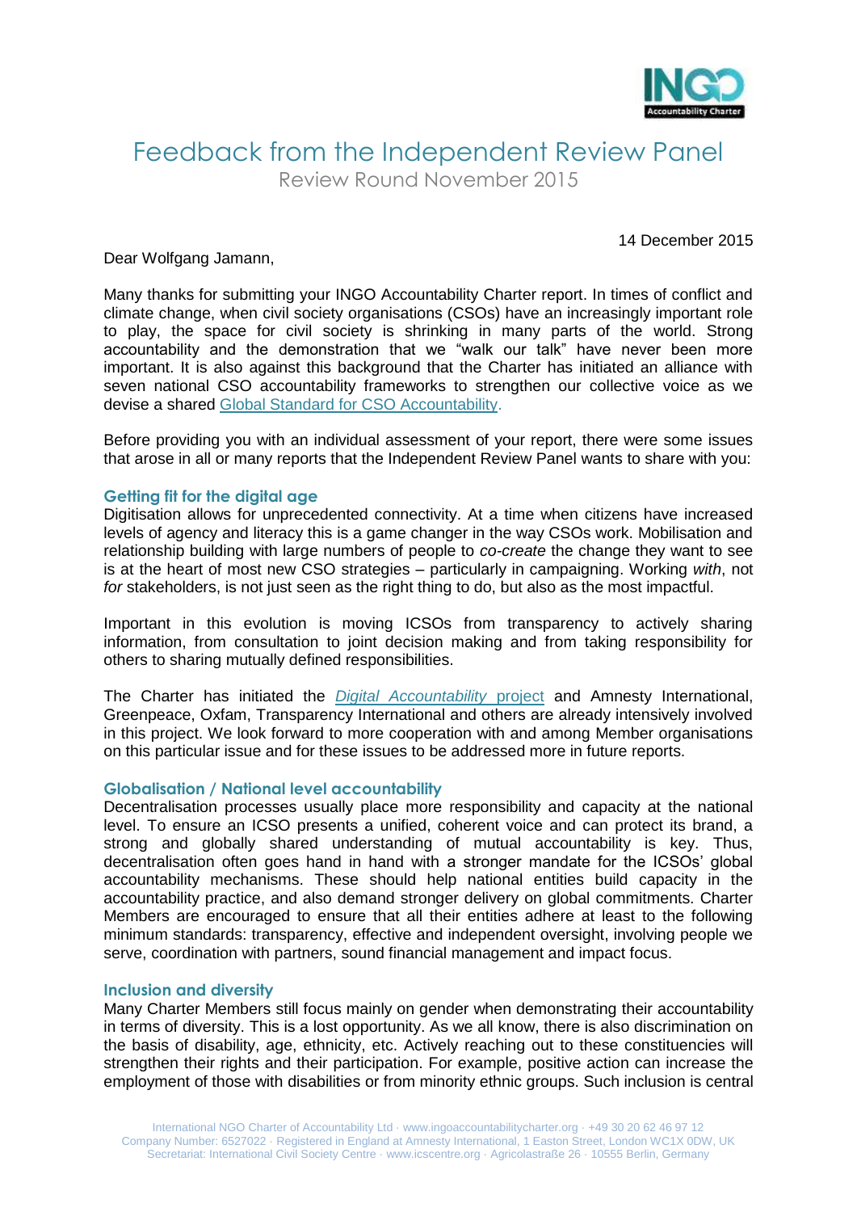# Feedback from the Independent Review Panel

Review Round November 2015

14 December 2015

Dear Wolfgang Jamann,

Many thanks for submitting your INGO Accountability Charter report. In times of conflict and climate change, when civil society organisations (CSOs) have an increasingly important role to play, the space for civil society is shrinking in many parts of the world. Strong accountability and the demonstration that we "walk our talk" have never been more important. It is also against this background that the Charter has initiated an alliance with seven national CSO accountability frameworks to strengthen our collective voice as we devise a shared Global Standard for CSO Accountability.

Before providing you with an individual assessment of your report, there were some issues that arose in all or many reports that the Independent Review Panel wants to share with you:

### Getting fit for the digital age

Digitisation allows for unprecedented connectivity. At a time when citizens have increased levels of agency and literacy this is a game changer in the way CSOs work. Mobilisation and relationship building with large numbers of people to *co-create* the change they want to see is at the heart of most new CSO strategies – particularly in campaigning. Working *with*, not *for* stakeholders, is not just seen as the right thing to do, but also as the most impactful.

Important in this evolution is moving ICSOs from transparency to actively sharing information, from consultation to joint decision making and from taking responsibility for others to sharing mutually defined responsibilities.

The Charter has initiated the *Digital Accountability* project and Amnesty International, Greenpeace, Oxfam, Transparency International and others are already intensively involved in this project. We look forward to more cooperation with and among Member organisations on this particular issue and for these issues to be addressed more in future reports.

### Globalisation / National level accountability

Decentralisation processes usually place more responsibility and capacity at the national level. To ensure an ICSO presents a unified, coherent voice and can protect its brand, a strong and globally shared understanding of mutual accountability is key. Thus, decentralisation often goes hand in hand with a stronger mandate for the ICSOs' global accountability mechanisms. These should help national entities build capacity in the accountability practice, and also demand stronger delivery on global commitments. Charter Members are encouraged to ensure that all their entities adhere at least to the following minimum standards: transparency, effective and independent oversight, involving people we serve, coordination with partners, sound financial management and impact focus.

### Inclusion and diversity

Many Charter Members still focus mainly on gender when demonstrating their accountability in terms of diversity. This is a lost opportunity. As we all know, there is also discrimination on the basis of disability, age, ethnicity, etc. Actively reaching out to these constituencies will strengthen their rights and their participation. For example, positive action can increase the employment of those with disabilities or from minority ethnic groups. Such inclusion is central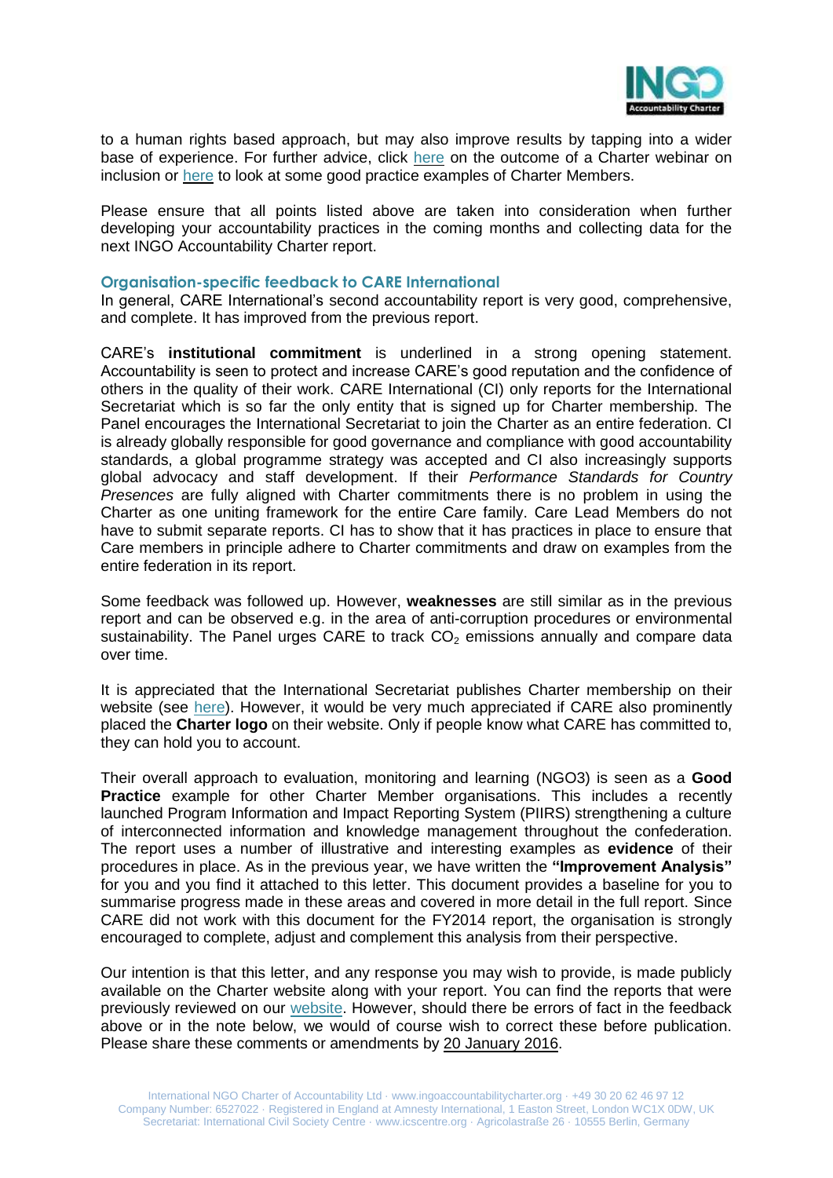to a human rights based approach, but may also improve results by tapping into a wider base of experience. For further advice, click here on the outcome of a Charter webinar on inclusion or here to look at some good practice examples of Charter Members.

Please ensure that all points listed above are taken into consideration when further developing your accountability practices in the coming months and collecting data for the next INGO Accountability Charter report.

### Organisation-specific feedback to CARE International

In general, CARE International's second accountability report is very good, comprehensive, and complete. It has improved from the previous report.

CARE's **institutional commitment** is underlined in a strong opening statement. Accountability is seen to protect and increase CARE's good reputation and the confidence of others in the quality of their work. CARE International (CI) only reports for the International Secretariat which is so far the only entity that is signed up for Charter membership. The Panel encourages the International Secretariat to join the Charter as an entire federation. CI is already globally responsible for good governance and compliance with good accountability standards, a global programme strategy was accepted and CI also increasingly supports global advocacy and staff development. If their *Performance Standards for Country Presences* are fully aligned with Charter commitments there is no problem in using the Charter as one uniting framework for the entire Care family. Care Lead Members do not have to submit separate reports. CI has to show that it has practices in place to ensure that Care members in principle adhere to Charter commitments and draw on examples from the entire federation in its report.

Some feedback was followed up. However, **weaknesses** are still similar as in the previous report and can be observed e.g. in the area of anti-corruption procedures or environmental sustainability. The Panel urges CARE to track $CO_2$ emissions annually and compare data over time.

It is appreciated that the International Secretariat publishes Charter membership on their website (see here). However, it would be very much appreciated if CARE also prominently placed the **Charter logo** on their website. Only if people know what CARE has committed to, they can hold you to account.

Their overall approach to evaluation, monitoring and learning (NGO3) is seen as a **Good Practice** example for other Charter Member organisations. This includes a recently launched Program Information and Impact Reporting System (PIIRS) strengthening a culture of interconnected information and knowledge management throughout the confederation. The report uses a number of illustrative and interesting examples as **evidence** of their procedures in place. As in the previous year, we have written the **"Improvement Analysis"** for you and you find it attached to this letter. This document provides a baseline for you to summarise progress made in these areas and covered in more detail in the full report. Since CARE did not work with this document for the FY2014 report, the organisation is strongly encouraged to complete, adjust and complement this analysis from their perspective.

Our intention is that this letter, and any response you may wish to provide, is made publicly available on the Charter website along with your report. You can find the reports that were previously reviewed on our website. However, should there be errors of fact in the feedback above or in the note below, we would of course wish to correct these before publication. Please share these comments or amendments by 20 January 2016.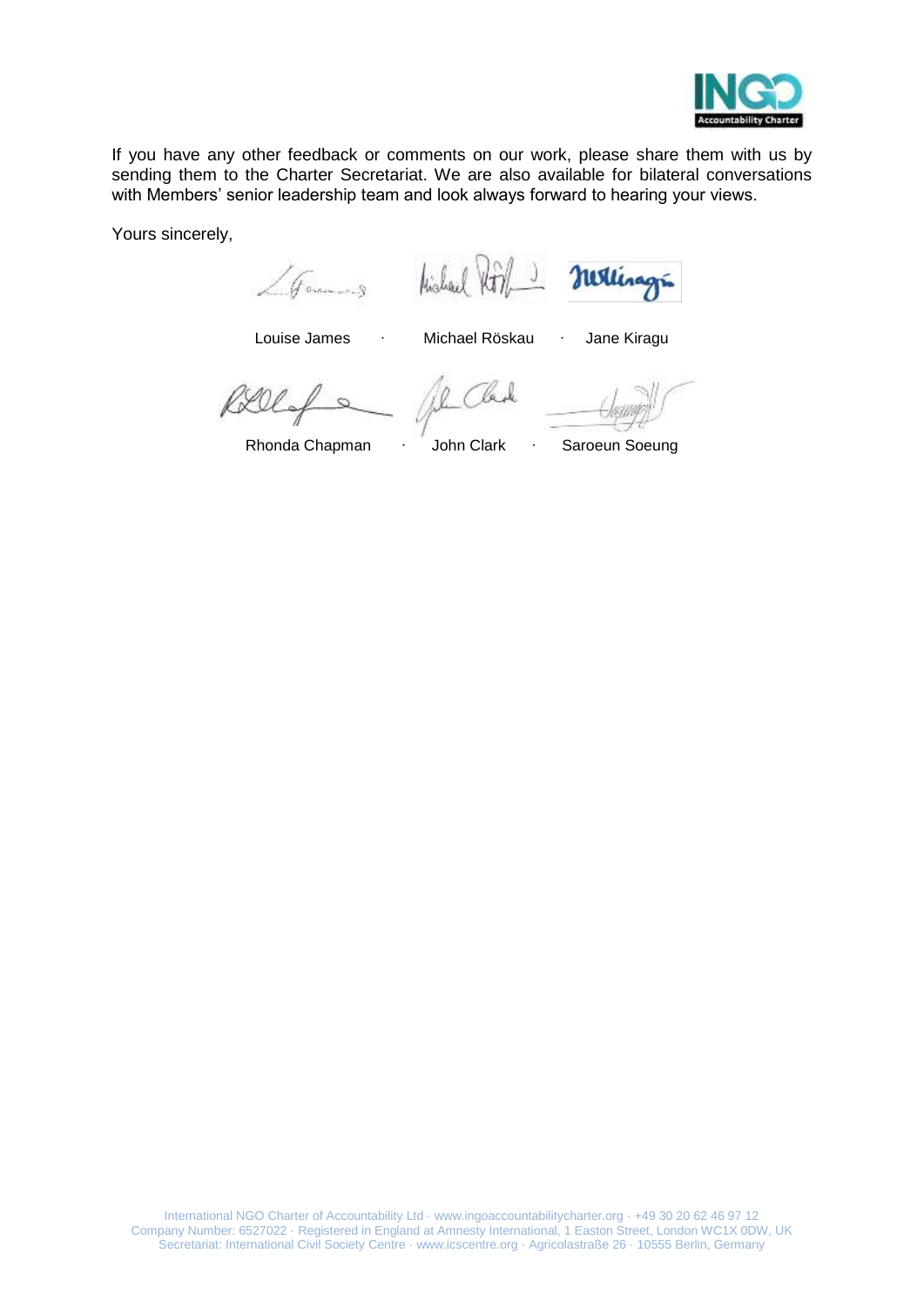If you have any other feedback or comments on our work, please share them with us by sending them to the Charter Secretariat. We are also available for bilateral conversations with Members' senior leadership team and look always forward to hearing your views.

Yours sincerely,

Louise James · Michael Röskau · Jane Kiragu

Rhonda Chapman · John Clark · Saroeun Soeung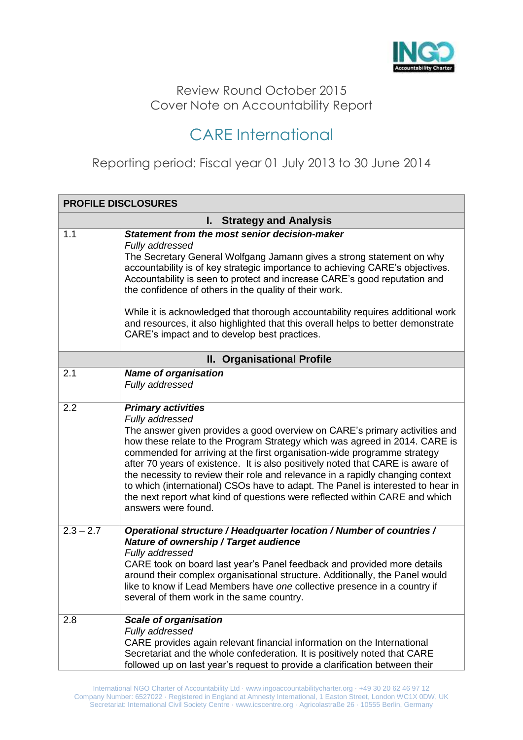Review Round October 2015
Cover Note on Accountability Report

# CARE International

Reporting period: Fiscal year 01 July 2013 to 30 June 2014

| PROFILE DISCLOSURES | |
|---|---|
| **I. Strategy and Analysis** | |
| 1.1 | ***Statement from the most senior decision-maker***<br>*Fully addressed*<br>The Secretary General Wolfgang Jamann gives a strong statement on why accountability is of key strategic importance to achieving CARE's objectives. Accountability is seen to protect and increase CARE's good reputation and the confidence of others in the quality of their work.<br><br>While it is acknowledged that thorough accountability requires additional work and resources, it also highlighted that this overall helps to better demonstrate CARE's impact and to develop best practices. |
| **II. Organisational Profile** | |
| 2.1 | ***Name of organisation***<br>*Fully addressed* |
| 2.2 | ***Primary activities***<br>*Fully addressed*<br>The answer given provides a good overview on CARE's primary activities and how these relate to the Program Strategy which was agreed in 2014. CARE is commended for arriving at the first organisation-wide programme strategy after 70 years of existence. It is also positively noted that CARE is aware of the necessity to review their role and relevance in a rapidly changing context to which (international) CSOs have to adapt. The Panel is interested to hear in the next report what kind of questions were reflected within CARE and which answers were found. |
| 2.3 – 2.7 | ***Operational structure / Headquarter location / Number of countries / Nature of ownership / Target audience***<br>*Fully addressed*<br>CARE took on board last year's Panel feedback and provided more details around their complex organisational structure. Additionally, the Panel would like to know if Lead Members have *one* collective presence in a country if several of them work in the same country. |
| 2.8 | ***Scale of organisation***<br>*Fully addressed*<br>CARE provides again relevant financial information on the International Secretariat and the whole confederation. It is positively noted that CARE followed up on last year's request to provide a clarification between their |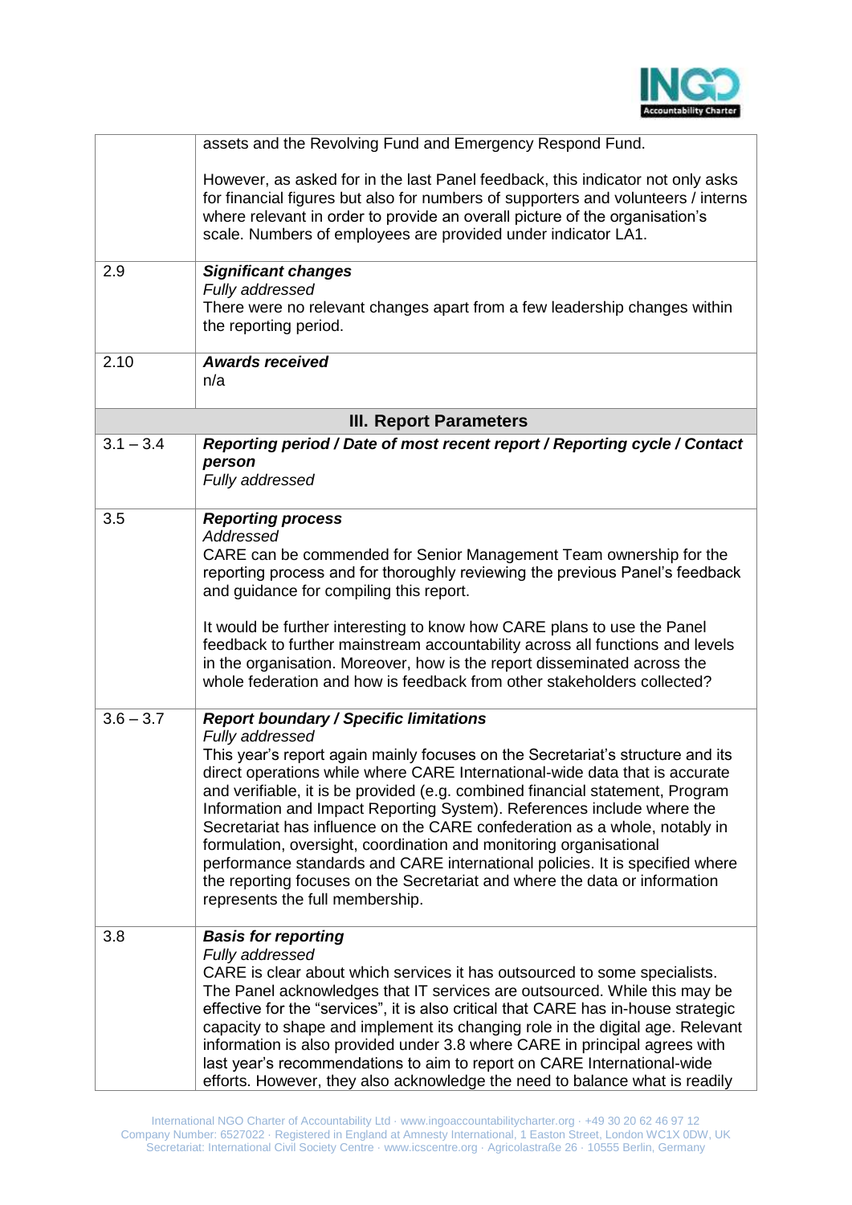| | |
|---|---|
| | assets and the Revolving Fund and Emergency Respond Fund.<br><br>However, as asked for in the last Panel feedback, this indicator not only asks for financial figures but also for numbers of supporters and volunteers / interns where relevant in order to provide an overall picture of the organisation's scale. Numbers of employees are provided under indicator LA1. |
| 2.9 | ***Significant changes***<br>*Fully addressed*<br>There were no relevant changes apart from a few leadership changes within the reporting period. |
| 2.10 | ***Awards received***<br>n/a |
| **III. Report Parameters** | |
| 3.1 – 3.4 | ***Reporting period / Date of most recent report / Reporting cycle / Contact person***<br>*Fully addressed* |
| 3.5 | ***Reporting process***<br>*Addressed*<br>CARE can be commended for Senior Management Team ownership for the reporting process and for thoroughly reviewing the previous Panel's feedback and guidance for compiling this report.<br><br>It would be further interesting to know how CARE plans to use the Panel feedback to further mainstream accountability across all functions and levels in the organisation. Moreover, how is the report disseminated across the whole federation and how is feedback from other stakeholders collected? |
| 3.6 – 3.7 | ***Report boundary / Specific limitations***<br>*Fully addressed*<br>This year's report again mainly focuses on the Secretariat's structure and its direct operations while where CARE International-wide data that is accurate and verifiable, it is be provided (e.g. combined financial statement, Program Information and Impact Reporting System). References include where the Secretariat has influence on the CARE confederation as a whole, notably in formulation, oversight, coordination and monitoring organisational performance standards and CARE international policies. It is specified where the reporting focuses on the Secretariat and where the data or information represents the full membership. |
| 3.8 | ***Basis for reporting***<br>*Fully addressed*<br>CARE is clear about which services it has outsourced to some specialists. The Panel acknowledges that IT services are outsourced. While this may be effective for the "services", it is also critical that CARE has in-house strategic capacity to shape and implement its changing role in the digital age. Relevant information is also provided under 3.8 where CARE in principal agrees with last year's recommendations to aim to report on CARE International-wide efforts. However, they also acknowledge the need to balance what is readily |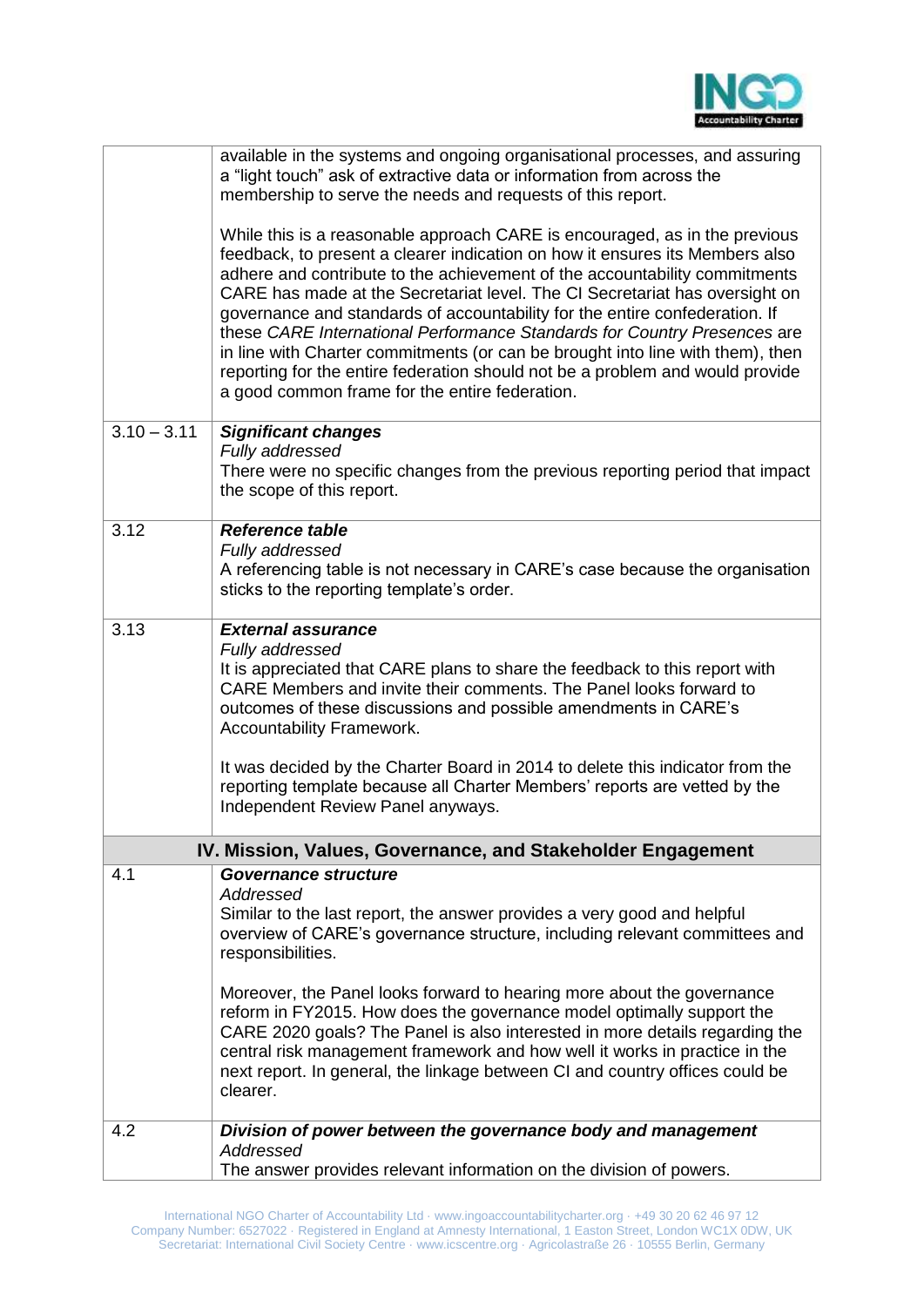| | |
|---|---|
| | available in the systems and ongoing organisational processes, and assuring a "light touch" ask of extractive data or information from across the membership to serve the needs and requests of this report.<br><br>While this is a reasonable approach CARE is encouraged, as in the previous feedback, to present a clearer indication on how it ensures its Members also adhere and contribute to the achievement of the accountability commitments CARE has made at the Secretariat level. The CI Secretariat has oversight on governance and standards of accountability for the entire confederation. If these *CARE International Performance Standards for Country Presences* are in line with Charter commitments (or can be brought into line with them), then reporting for the entire federation should not be a problem and would provide a good common frame for the entire federation. |
| 3.10 – 3.11 | ***Significant changes***<br>*Fully addressed*<br>There were no specific changes from the previous reporting period that impact the scope of this report. |
| 3.12 | ***Reference table***<br>*Fully addressed*<br>A referencing table is not necessary in CARE's case because the organisation sticks to the reporting template's order. |
| 3.13 | ***External assurance***<br>*Fully addressed*<br>It is appreciated that CARE plans to share the feedback to this report with CARE Members and invite their comments. The Panel looks forward to outcomes of these discussions and possible amendments in CARE's Accountability Framework.<br><br>It was decided by the Charter Board in 2014 to delete this indicator from the reporting template because all Charter Members' reports are vetted by the Independent Review Panel anyways. |
| **IV. Mission, Values, Governance, and Stakeholder Engagement** | |
| 4.1 | ***Governance structure***<br>*Addressed*<br>Similar to the last report, the answer provides a very good and helpful overview of CARE's governance structure, including relevant committees and responsibilities.<br><br>Moreover, the Panel looks forward to hearing more about the governance reform in FY2015. How does the governance model optimally support the CARE 2020 goals? The Panel is also interested in more details regarding the central risk management framework and how well it works in practice in the next report. In general, the linkage between CI and country offices could be clearer. |
| 4.2 | ***Division of power between the governance body and management***<br>*Addressed*<br>The answer provides relevant information on the division of powers. |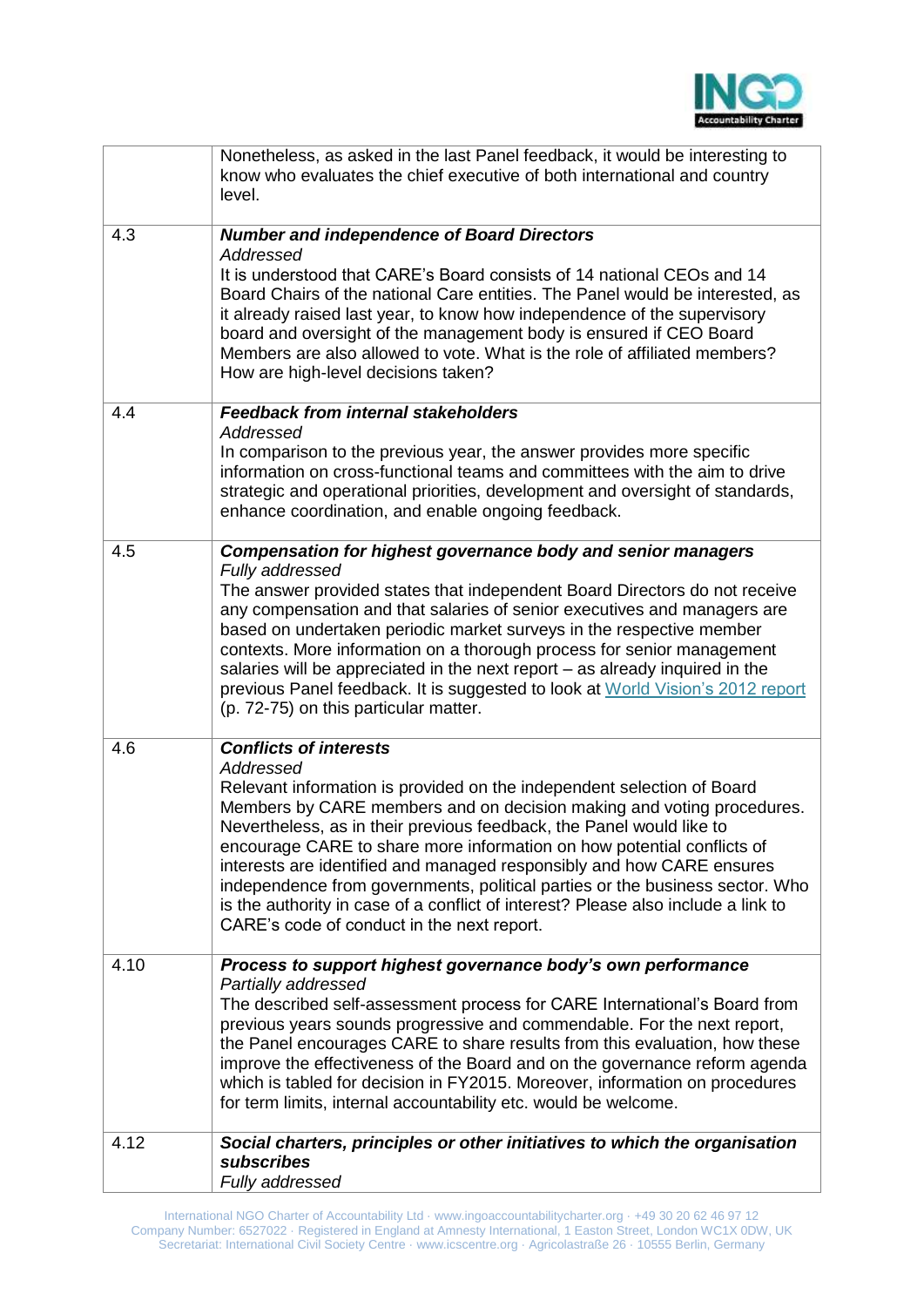| | |
|---|---|
| | Nonetheless, as asked in the last Panel feedback, it would be interesting to know who evaluates the chief executive of both international and country level. |
| 4.3 | ***Number and independence of Board Directors*** <br> *Addressed* <br> It is understood that CARE's Board consists of 14 national CEOs and 14 Board Chairs of the national Care entities. The Panel would be interested, as it already raised last year, to know how independence of the supervisory board and oversight of the management body is ensured if CEO Board Members are also allowed to vote. What is the role of affiliated members? How are high-level decisions taken? |
| 4.4 | ***Feedback from internal stakeholders*** <br> *Addressed* <br> In comparison to the previous year, the answer provides more specific information on cross-functional teams and committees with the aim to drive strategic and operational priorities, development and oversight of standards, enhance coordination, and enable ongoing feedback. |
| 4.5 | ***Compensation for highest governance body and senior managers*** <br> *Fully addressed* <br> The answer provided states that independent Board Directors do not receive any compensation and that salaries of senior executives and managers are based on undertaken periodic market surveys in the respective member contexts. More information on a thorough process for senior management salaries will be appreciated in the next report – as already inquired in the previous Panel feedback. It is suggested to look at World Vision's 2012 report (p. 72-75) on this particular matter. |
| 4.6 | ***Conflicts of interests*** <br> *Addressed* <br> Relevant information is provided on the independent selection of Board Members by CARE members and on decision making and voting procedures. Nevertheless, as in their previous feedback, the Panel would like to encourage CARE to share more information on how potential conflicts of interests are identified and managed responsibly and how CARE ensures independence from governments, political parties or the business sector. Who is the authority in case of a conflict of interest? Please also include a link to CARE's code of conduct in the next report. |
| 4.10 | ***Process to support highest governance body's own performance*** <br> *Partially addressed* <br> The described self-assessment process for CARE International's Board from previous years sounds progressive and commendable. For the next report, the Panel encourages CARE to share results from this evaluation, how these improve the effectiveness of the Board and on the governance reform agenda which is tabled for decision in FY2015. Moreover, information on procedures for term limits, internal accountability etc. would be welcome. |
| 4.12 | ***Social charters, principles or other initiatives to which the organisation subscribes*** <br> *Fully addressed* |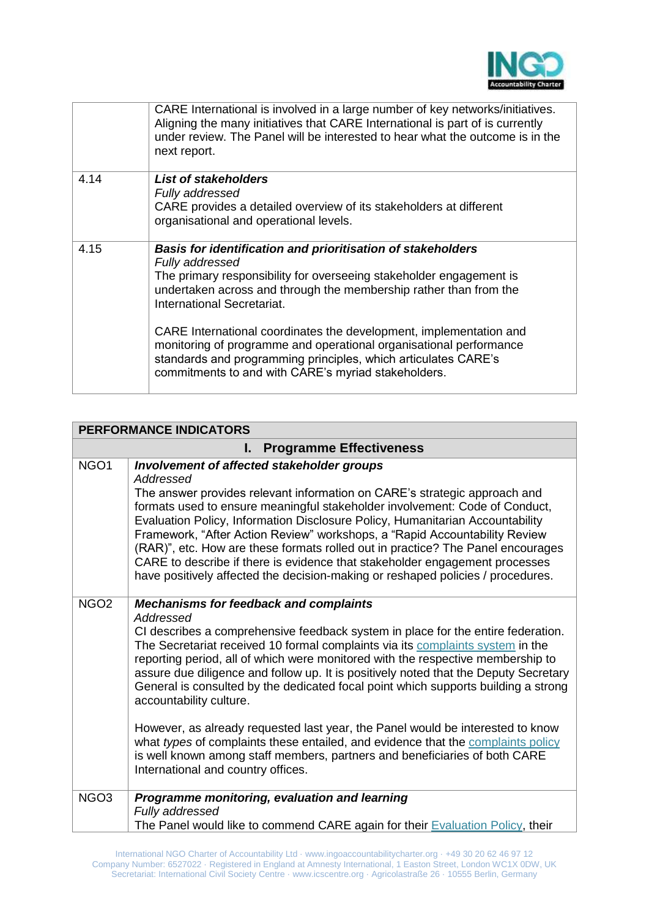| | |
|---|---|
| | CARE International is involved in a large number of key networks/initiatives. Aligning the many initiatives that CARE International is part of is currently under review. The Panel will be interested to hear what the outcome is in the next report. |
| 4.14 | ***List of stakeholders***<br>*Fully addressed*<br>CARE provides a detailed overview of its stakeholders at different organisational and operational levels. |
| 4.15 | ***Basis for identification and prioritisation of stakeholders***<br>*Fully addressed*<br>The primary responsibility for overseeing stakeholder engagement is undertaken across and through the membership rather than from the International Secretariat.<br><br>CARE International coordinates the development, implementation and monitoring of programme and operational organisational performance standards and programming principles, which articulates CARE's commitments to and with CARE's myriad stakeholders. |

| **PERFORMANCE INDICATORS** | |
|---|---|
| **I. Programme Effectiveness** | |
| NGO1 | ***Involvement of affected stakeholder groups***<br>*Addressed*<br>The answer provides relevant information on CARE's strategic approach and formats used to ensure meaningful stakeholder involvement: Code of Conduct, Evaluation Policy, Information Disclosure Policy, Humanitarian Accountability Framework, "After Action Review" workshops, a "Rapid Accountability Review (RAR)", etc. How are these formats rolled out in practice? The Panel encourages CARE to describe if there is evidence that stakeholder engagement processes have positively affected the decision-making or reshaped policies / procedures. |
| NGO2 | ***Mechanisms for feedback and complaints***<br>*Addressed*<br>CI describes a comprehensive feedback system in place for the entire federation. The Secretariat received 10 formal complaints via its complaints system in the reporting period, all of which were monitored with the respective membership to assure due diligence and follow up. It is positively noted that the Deputy Secretary General is consulted by the dedicated focal point which supports building a strong accountability culture.<br><br>However, as already requested last year, the Panel would be interested to know what *types* of complaints these entailed, and evidence that the complaints policy is well known among staff members, partners and beneficiaries of both CARE International and country offices. |
| NGO3 | ***Programme monitoring, evaluation and learning***<br>*Fully addressed*<br>The Panel would like to commend CARE again for their Evaluation Policy, their |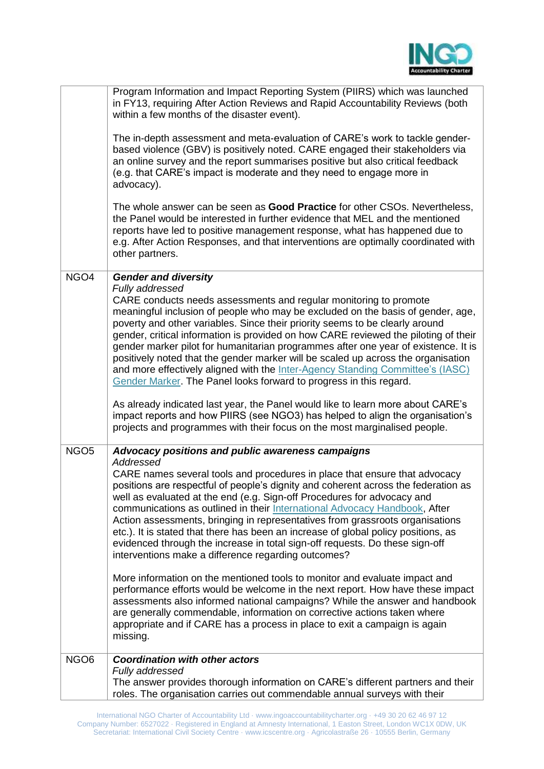| | |
|---|---|
| | Program Information and Impact Reporting System (PIIRS) which was launched in FY13, requiring After Action Reviews and Rapid Accountability Reviews (both within a few months of the disaster event).<br><br>The in-depth assessment and meta-evaluation of CARE's work to tackle gender-based violence (GBV) is positively noted. CARE engaged their stakeholders via an online survey and the report summarises positive but also critical feedback (e.g. that CARE's impact is moderate and they need to engage more in advocacy).<br><br>The whole answer can be seen as **Good Practice** for other CSOs. Nevertheless, the Panel would be interested in further evidence that MEL and the mentioned reports have led to positive management response, what has happened due to e.g. After Action Responses, and that interventions are optimally coordinated with other partners. |
| NGO4 | ***Gender and diversity***<br>*Fully addressed*<br>CARE conducts needs assessments and regular monitoring to promote meaningful inclusion of people who may be excluded on the basis of gender, age, poverty and other variables. Since their priority seems to be clearly around gender, critical information is provided on how CARE reviewed the piloting of their gender marker pilot for humanitarian programmes after one year of existence. It is positively noted that the gender marker will be scaled up across the organisation and more effectively aligned with the Inter-Agency Standing Committee's (IASC) Gender Marker. The Panel looks forward to progress in this regard.<br><br>As already indicated last year, the Panel would like to learn more about CARE's impact reports and how PIIRS (see NGO3) has helped to align the organisation's projects and programmes with their focus on the most marginalised people. |
| NGO5 | ***Advocacy positions and public awareness campaigns***<br>*Addressed*<br>CARE names several tools and procedures in place that ensure that advocacy positions are respectful of people's dignity and coherent across the federation as well as evaluated at the end (e.g. Sign-off Procedures for advocacy and communications as outlined in their International Advocacy Handbook, After Action assessments, bringing in representatives from grassroots organisations etc.). It is stated that there has been an increase of global policy positions, as evidenced through the increase in total sign-off requests. Do these sign-off interventions make a difference regarding outcomes?<br><br>More information on the mentioned tools to monitor and evaluate impact and performance efforts would be welcome in the next report. How have these impact assessments also informed national campaigns? While the answer and handbook are generally commendable, information on corrective actions taken where appropriate and if CARE has a process in place to exit a campaign is again missing. |
| NGO6 | ***Coordination with other actors***<br>*Fully addressed*<br>The answer provides thorough information on CARE's different partners and their roles. The organisation carries out commendable annual surveys with their |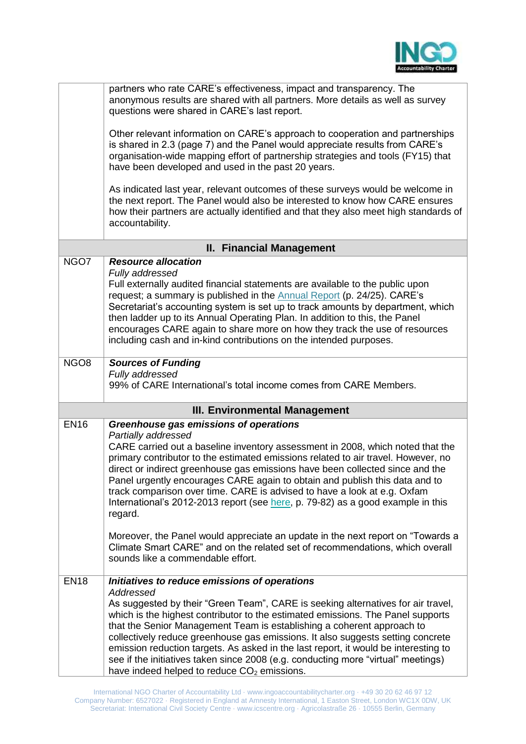| | |
|---|---|
| | partners who rate CARE's effectiveness, impact and transparency. The anonymous results are shared with all partners. More details as well as survey questions were shared in CARE's last report.<br><br>Other relevant information on CARE's approach to cooperation and partnerships is shared in 2.3 (page 7) and the Panel would appreciate results from CARE's organisation-wide mapping effort of partnership strategies and tools (FY15) that have been developed and used in the past 20 years.<br><br>As indicated last year, relevant outcomes of these surveys would be welcome in the next report. The Panel would also be interested to know how CARE ensures how their partners are actually identified and that they also meet high standards of accountability. |
| **II. Financial Management** | |
| NGO7 | ***Resource allocation***<br>*Fully addressed*<br>Full externally audited financial statements are available to the public upon request; a summary is published in the Annual Report (p. 24/25). CARE's Secretariat's accounting system is set up to track amounts by department, which then ladder up to its Annual Operating Plan. In addition to this, the Panel encourages CARE again to share more on how they track the use of resources including cash and in-kind contributions on the intended purposes. |
| NGO8 | ***Sources of Funding***<br>*Fully addressed*<br>99% of CARE International's total income comes from CARE Members. |
| **III. Environmental Management** | |
| EN16 | ***Greenhouse gas emissions of operations***<br>*Partially addressed*<br>CARE carried out a baseline inventory assessment in 2008, which noted that the primary contributor to the estimated emissions related to air travel. However, no direct or indirect greenhouse gas emissions have been collected since and the Panel urgently encourages CARE again to obtain and publish this data and to track comparison over time. CARE is advised to have a look at e.g. Oxfam International's 2012-2013 report (see here, p. 79-82) as a good example in this regard.<br><br>Moreover, the Panel would appreciate an update in the next report on "Towards a Climate Smart CARE" and on the related set of recommendations, which overall sounds like a commendable effort. |
| EN18 | ***Initiatives to reduce emissions of operations***<br>*Addressed*<br>As suggested by their "Green Team", CARE is seeking alternatives for air travel, which is the highest contributor to the estimated emissions. The Panel supports that the Senior Management Team is establishing a coherent approach to collectively reduce greenhouse gas emissions. It also suggests setting concrete emission reduction targets. As asked in the last report, it would be interesting to see if the initiatives taken since 2008 (e.g. conducting more "virtual" meetings) have indeed helped to reduce $CO_2$ emissions. |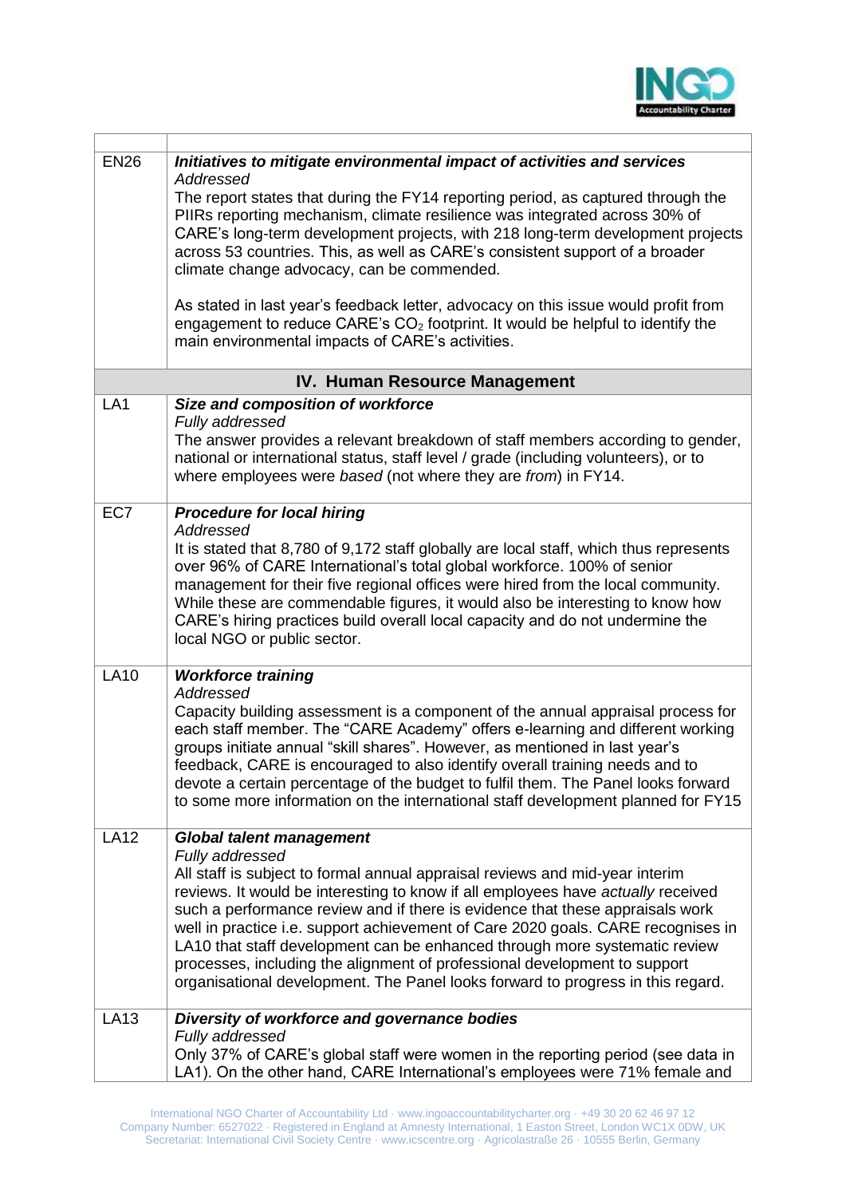| | |
|---|---|
| EN26 | ***Initiatives to mitigate environmental impact of activities and services***<br>*Addressed*<br>The report states that during the FY14 reporting period, as captured through the PIIRs reporting mechanism, climate resilience was integrated across 30% of CARE's long-term development projects, with 218 long-term development projects across 53 countries. This, as well as CARE's consistent support of a broader climate change advocacy, can be commended.<br><br>As stated in last year's feedback letter, advocacy on this issue would profit from engagement to reduce CARE's $CO_2$ footprint. It would be helpful to identify the main environmental impacts of CARE's activities. |
| **IV. Human Resource Management** | |
| LA1 | ***Size and composition of workforce***<br>*Fully addressed*<br>The answer provides a relevant breakdown of staff members according to gender, national or international status, staff level / grade (including volunteers), or to where employees were *based* (not where they are *from*) in FY14. |
| EC7 | ***Procedure for local hiring***<br>*Addressed*<br>It is stated that 8,780 of 9,172 staff globally are local staff, which thus represents over 96% of CARE International's total global workforce. 100% of senior management for their five regional offices were hired from the local community. While these are commendable figures, it would also be interesting to know how CARE's hiring practices build overall local capacity and do not undermine the local NGO or public sector. |
| LA10 | ***Workforce training***<br>*Addressed*<br>Capacity building assessment is a component of the annual appraisal process for each staff member. The "CARE Academy" offers e-learning and different working groups initiate annual "skill shares". However, as mentioned in last year's feedback, CARE is encouraged to also identify overall training needs and to devote a certain percentage of the budget to fulfil them. The Panel looks forward to some more information on the international staff development planned for FY15 |
| LA12 | ***Global talent management***<br>*Fully addressed*<br>All staff is subject to formal annual appraisal reviews and mid-year interim reviews. It would be interesting to know if all employees have *actually* received such a performance review and if there is evidence that these appraisals work well in practice i.e. support achievement of Care 2020 goals. CARE recognises in LA10 that staff development can be enhanced through more systematic review processes, including the alignment of professional development to support organisational development. The Panel looks forward to progress in this regard. |
| LA13 | ***Diversity of workforce and governance bodies***<br>*Fully addressed*<br>Only 37% of CARE's global staff were women in the reporting period (see data in LA1). On the other hand, CARE International's employees were 71% female and |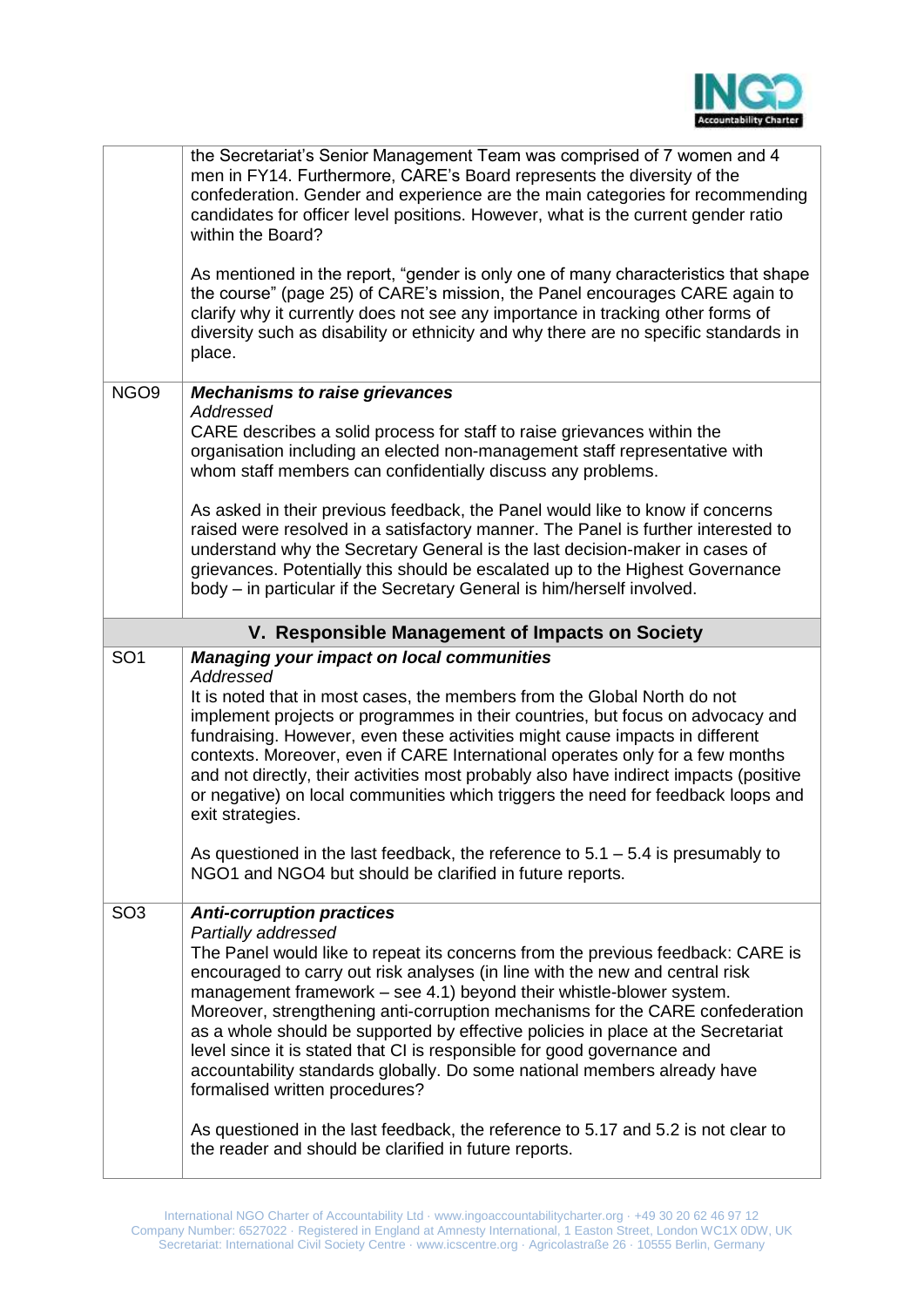| | |
|---|---|
| | the Secretariat's Senior Management Team was comprised of 7 women and 4 men in FY14. Furthermore, CARE's Board represents the diversity of the confederation. Gender and experience are the main categories for recommending candidates for officer level positions. However, what is the current gender ratio within the Board?<br><br>As mentioned in the report, "gender is only one of many characteristics that shape the course" (page 25) of CARE's mission, the Panel encourages CARE again to clarify why it currently does not see any importance in tracking other forms of diversity such as disability or ethnicity and why there are no specific standards in place. |
| NGO9 | ***Mechanisms to raise grievances***<br>*Addressed*<br>CARE describes a solid process for staff to raise grievances within the organisation including an elected non-management staff representative with whom staff members can confidentially discuss any problems.<br><br>As asked in their previous feedback, the Panel would like to know if concerns raised were resolved in a satisfactory manner. The Panel is further interested to understand why the Secretary General is the last decision-maker in cases of grievances. Potentially this should be escalated up to the Highest Governance body – in particular if the Secretary General is him/herself involved. |
| | **V. Responsible Management of Impacts on Society** |
| SO1 | ***Managing your impact on local communities***<br>*Addressed*<br>It is noted that in most cases, the members from the Global North do not implement projects or programmes in their countries, but focus on advocacy and fundraising. However, even these activities might cause impacts in different contexts. Moreover, even if CARE International operates only for a few months and not directly, their activities most probably also have indirect impacts (positive or negative) on local communities which triggers the need for feedback loops and exit strategies.<br><br>As questioned in the last feedback, the reference to 5.1 – 5.4 is presumably to NGO1 and NGO4 but should be clarified in future reports. |
| SO3 | ***Anti-corruption practices***<br>*Partially addressed*<br>The Panel would like to repeat its concerns from the previous feedback: CARE is encouraged to carry out risk analyses (in line with the new and central risk management framework – see 4.1) beyond their whistle-blower system. Moreover, strengthening anti-corruption mechanisms for the CARE confederation as a whole should be supported by effective policies in place at the Secretariat level since it is stated that CI is responsible for good governance and accountability standards globally. Do some national members already have formalised written procedures?<br><br>As questioned in the last feedback, the reference to 5.17 and 5.2 is not clear to the reader and should be clarified in future reports. |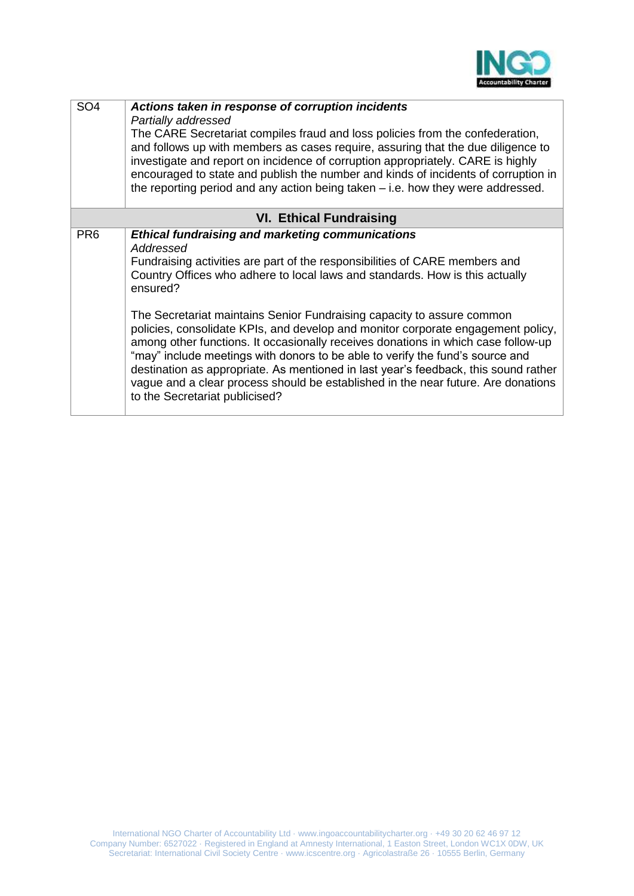| | |
|---|---|
| SO4 | ***Actions taken in response of corruption incidents***<br>*Partially addressed*<br>The CARE Secretariat compiles fraud and loss policies from the confederation, and follows up with members as cases require, assuring that the due diligence to investigate and report on incidence of corruption appropriately. CARE is highly encouraged to state and publish the number and kinds of incidents of corruption in the reporting period and any action being taken – i.e. how they were addressed. |
| | **VI. Ethical Fundraising** |
| PR6 | ***Ethical fundraising and marketing communications***<br>*Addressed*<br>Fundraising activities are part of the responsibilities of CARE members and Country Offices who adhere to local laws and standards. How is this actually ensured?<br><br>The Secretariat maintains Senior Fundraising capacity to assure common policies, consolidate KPIs, and develop and monitor corporate engagement policy, among other functions. It occasionally receives donations in which case follow-up "may" include meetings with donors to be able to verify the fund's source and destination as appropriate. As mentioned in last year's feedback, this sound rather vague and a clear process should be established in the near future. Are donations to the Secretariat publicised? |